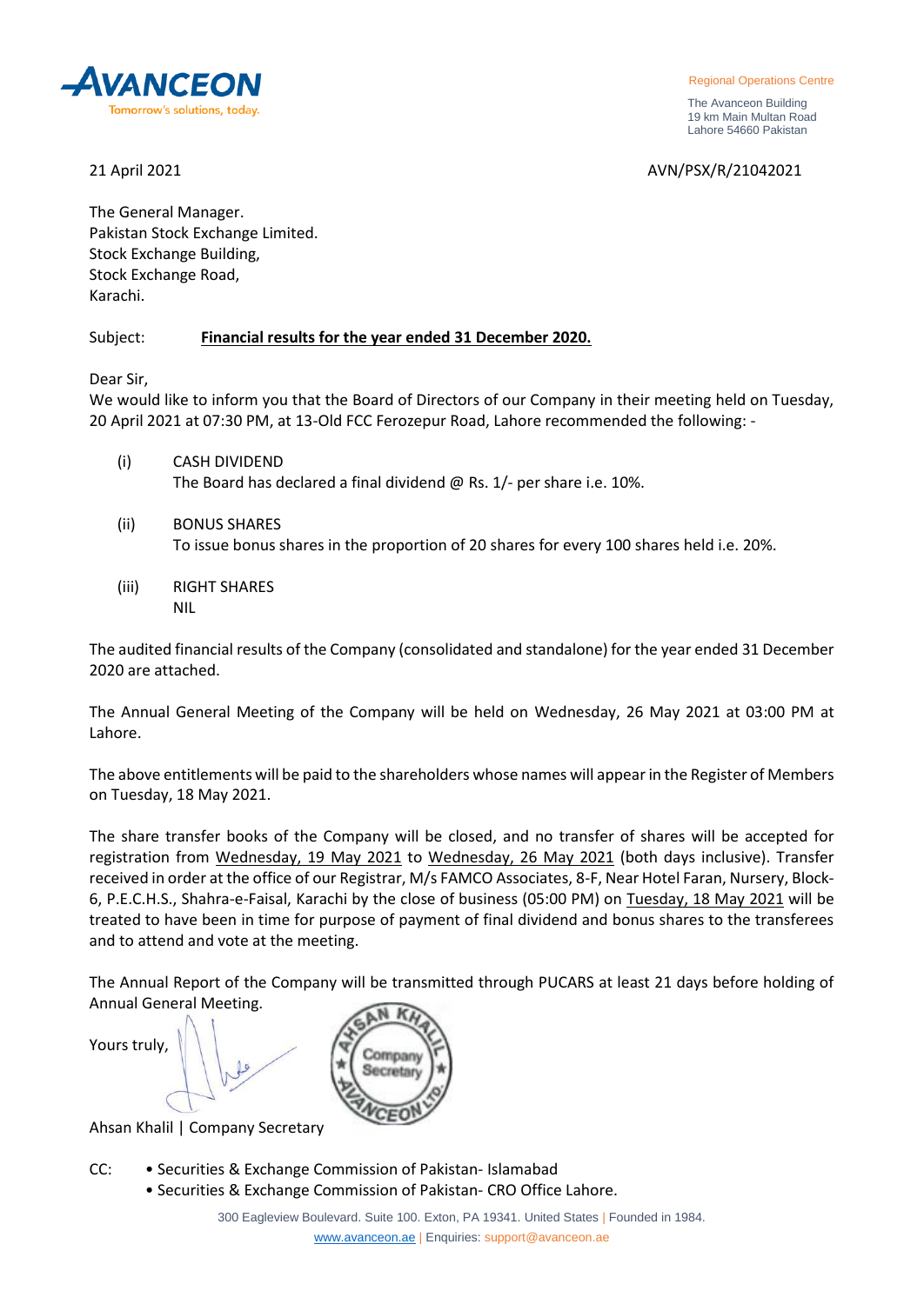**AVANCEON**
Tomorrow's solutions, today.

Regional Operations Centre

The Avanceon Building
19 km Main Multan Road
Lahore 54660 Pakistan

21 April 2021

AVN/PSX/R/21042021

The General Manager.
Pakistan Stock Exchange Limited.
Stock Exchange Building,
Stock Exchange Road,
Karachi.

Subject: **Financial results for the year ended 31 December 2020.**

Dear Sir,
We would like to inform you that the Board of Directors of our Company in their meeting held on Tuesday, 20 April 2021 at 07:30 PM, at 13-Old FCC Ferozepur Road, Lahore recommended the following: -

(i) CASH DIVIDEND
The Board has declared a final dividend @ Rs. 1/- per share i.e. 10%.

(ii) BONUS SHARES
To issue bonus shares in the proportion of 20 shares for every 100 shares held i.e. 20%.

(iii) RIGHT SHARES
NIL

The audited financial results of the Company (consolidated and standalone) for the year ended 31 December 2020 are attached.

The Annual General Meeting of the Company will be held on Wednesday, 26 May 2021 at 03:00 PM at Lahore.

The above entitlements will be paid to the shareholders whose names will appear in the Register of Members on Tuesday, 18 May 2021.

The share transfer books of the Company will be closed, and no transfer of shares will be accepted for registration from Wednesday, 19 May 2021 to Wednesday, 26 May 2021 (both days inclusive). Transfer received in order at the office of our Registrar, M/s FAMCO Associates, 8-F, Near Hotel Faran, Nursery, Block-6, P.E.C.H.S., Shahra-e-Faisal, Karachi by the close of business (05:00 PM) on Tuesday, 18 May 2021 will be treated to have been in time for purpose of payment of final dividend and bonus shares to the transferees and to attend and vote at the meeting.

The Annual Report of the Company will be transmitted through PUCARS at least 21 days before holding of Annual General Meeting.

Yours truly,

Ahsan Khalil | Company Secretary

CC:
- Securities & Exchange Commission of Pakistan- Islamabad
- Securities & Exchange Commission of Pakistan- CRO Office Lahore.

300 Eagleview Boulevard. Suite 100. Exton, PA 19341. United States | Founded in 1984.
www.avanceon.ae | Enquiries: support@avanceon.ae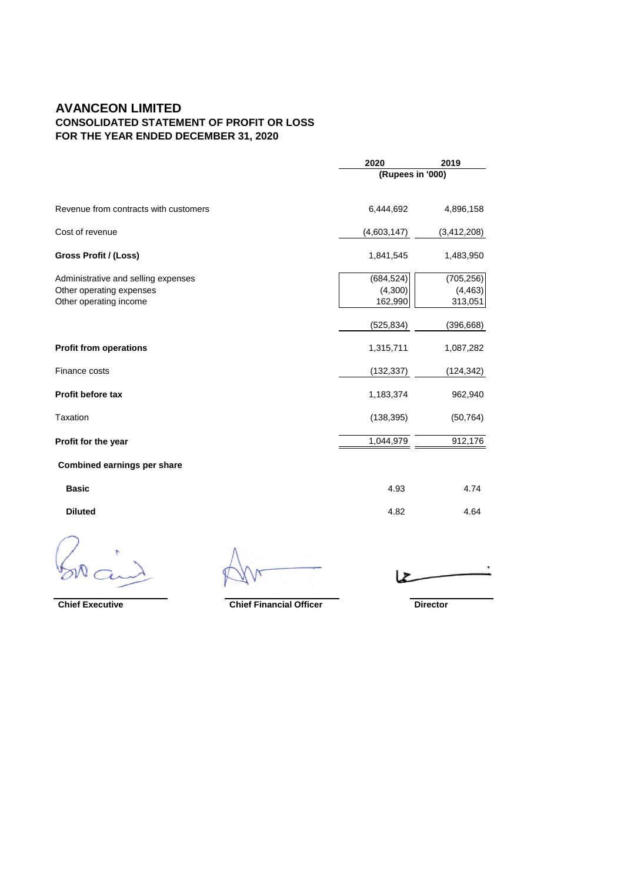# AVANCEON LIMITED

## CONSOLIDATED STATEMENT OF PROFIT OR LOSS

## FOR THE YEAR ENDED DECEMBER 31, 2020

| | 2020 | 2019 |
|---|---|---|
| | (Rupees in '000) | |
| Revenue from contracts with customers | 6,444,692 | 4,896,158 |
| Cost of revenue | (4,603,147) | (3,412,208) |
| **Gross Profit / (Loss)** | 1,841,545 | 1,483,950 |
| Administrative and selling expenses | (684,524) | (705,256) |
| Other operating expenses | (4,300) | (4,463) |
| Other operating income | 162,990 | 313,051 |
| | (525,834) | (396,668) |
| **Profit from operations** | 1,315,711 | 1,087,282 |
| Finance costs | (132,337) | (124,342) |
| **Profit before tax** | 1,183,374 | 962,940 |
| Taxation | (138,395) | (50,764) |
| **Profit for the year** | 1,044,979 | 912,176 |
| **Combined earnings per share** | | |
| **Basic** | 4.93 | 4.74 |
| **Diluted** | 4.82 | 4.64 |

**Chief Executive** **Chief Financial Officer** **Director**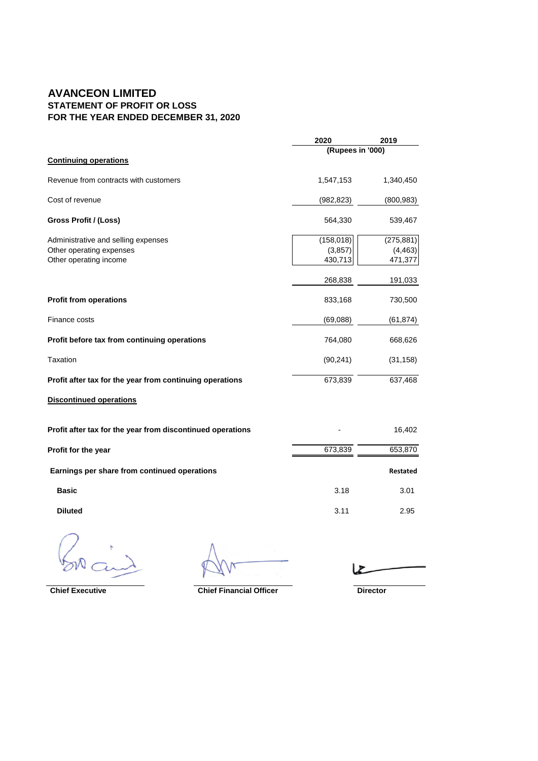# AVANCEON LIMITED
## STATEMENT OF PROFIT OR LOSS
## FOR THE YEAR ENDED DECEMBER 31, 2020

| | 2020 | 2019 |
|---|---|---|
| | (Rupees in '000) | |
| **Continuing operations** | | |
| Revenue from contracts with customers | 1,547,153 | 1,340,450 |
| Cost of revenue | (982,823) | (800,983) |
| **Gross Profit / (Loss)** | 564,330 | 539,467 |
| Administrative and selling expenses | (158,018) | (275,881) |
| Other operating expenses | (3,857) | (4,463) |
| Other operating income | 430,713 | 471,377 |
| | 268,838 | 191,033 |
| **Profit from operations** | 833,168 | 730,500 |
| Finance costs | (69,088) | (61,874) |
| **Profit before tax from continuing operations** | 764,080 | 668,626 |
| Taxation | (90,241) | (31,158) |
| **Profit after tax for the year from continuing operations** | 673,839 | 637,468 |
| **Discontinued operations** | | |
| **Profit after tax for the year from discontinued operations** | - | 16,402 |
| **Profit for the year** | 673,839 | 653,870 |
| **Earnings per share from continued operations** | | **Restated** |
| **Basic** | 3.18 | 3.01 |
| **Diluted** | 3.11 | 2.95 |

**Chief Executive** | **Chief Financial Officer** | **Director**